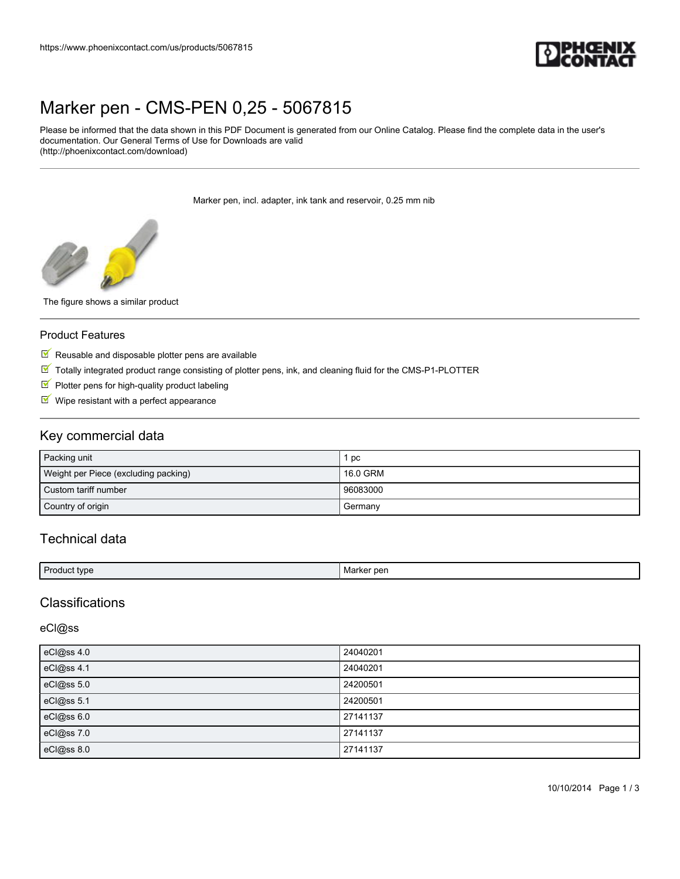# Marker pen - CMS-PEN 0,25 - 5067815

Please be informed that the data shown in this PDF Document is generated from our Online Catalog. Please find the complete data in the user's documentation. Our General Terms of Use for Downloads are valid
(http://phoenixcontact.com/download)

Marker pen, incl. adapter, ink tank and reservoir, 0.25 mm nib

The figure shows a similar product

## Product Features

- Reusable and disposable plotter pens are available
- Totally integrated product range consisting of plotter pens, ink, and cleaning fluid for the CMS-P1-PLOTTER
- Plotter pens for high-quality product labeling
- Wipe resistant with a perfect appearance

## Key commercial data

| | |
|---|---|
| Packing unit | 1 pc |
| Weight per Piece (excluding packing) | 16.0 GRM |
| Custom tariff number | 96083000 |
| Country of origin | Germany |

## Technical data

| | |
|---|---|
| Product type | Marker pen |

## Classifications

### eCl@ss

| | |
|---|---|
| eCl@ss 4.0 | 24040201 |
| eCl@ss 4.1 | 24040201 |
| eCl@ss 5.0 | 24200501 |
| eCl@ss 5.1 | 24200501 |
| eCl@ss 6.0 | 27141137 |
| eCl@ss 7.0 | 27141137 |
| eCl@ss 8.0 | 27141137 |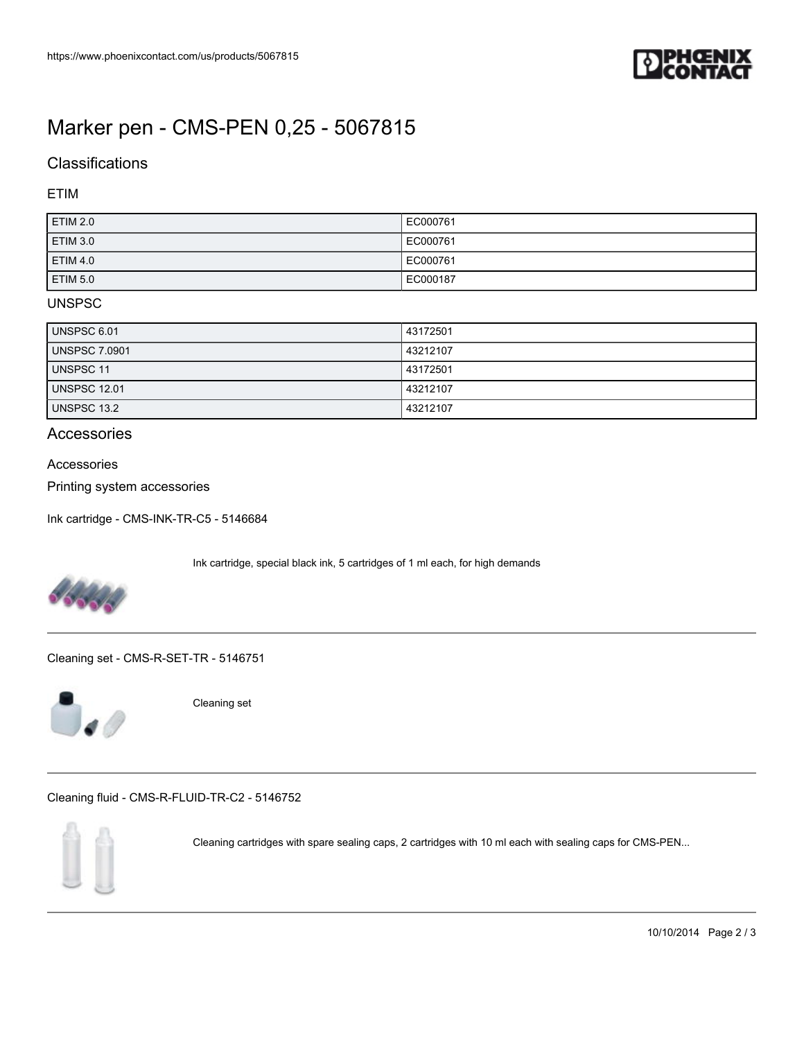# Marker pen - CMS-PEN 0,25 - 5067815

## Classifications

### ETIM

| | |
|---|---|
| ETIM 2.0 | EC000761 |
| ETIM 3.0 | EC000761 |
| ETIM 4.0 | EC000761 |
| ETIM 5.0 | EC000187 |

### UNSPSC

| | |
|---|---|
| UNSPSC 6.01 | 43172501 |
| UNSPSC 7.0901 | 43212107 |
| UNSPSC 11 | 43172501 |
| UNSPSC 12.01 | 43212107 |
| UNSPSC 13.2 | 43212107 |

## Accessories

### Accessories

Printing system accessories

Ink cartridge - CMS-INK-TR-C5 - 5146684

Ink cartridge, special black ink, 5 cartridges of 1 ml each, for high demands

---

Cleaning set - CMS-R-SET-TR - 5146751

Cleaning set

---

Cleaning fluid - CMS-R-FLUID-TR-C2 - 5146752

Cleaning cartridges with spare sealing caps, 2 cartridges with 10 ml each with sealing caps for CMS-PEN...

---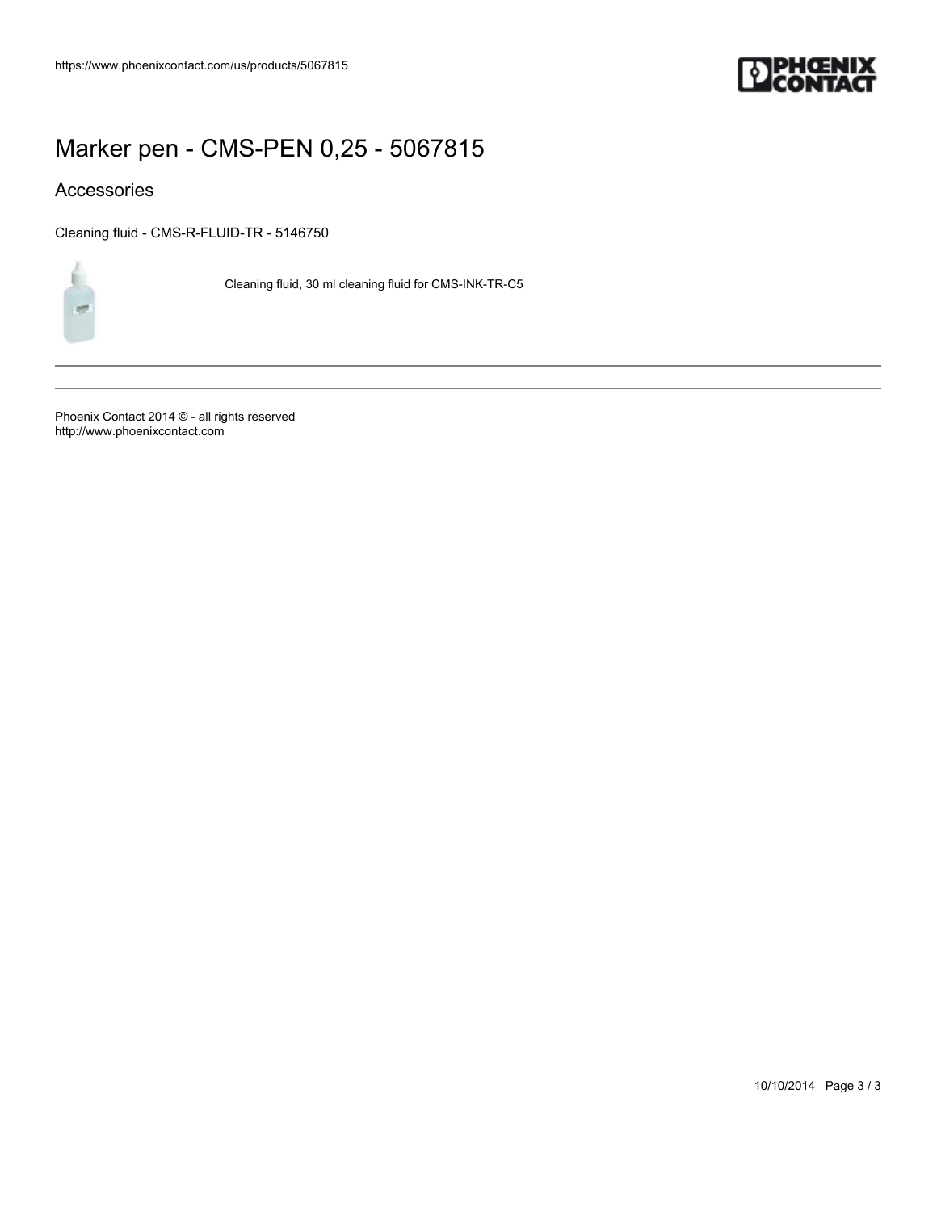# Marker pen - CMS-PEN 0,25 - 5067815

## Accessories

Cleaning fluid - CMS-R-FLUID-TR - 5146750

Cleaning fluid, 30 ml cleaning fluid for CMS-INK-TR-C5

---

Phoenix Contact 2014 © - all rights reserved
http://www.phoenixcontact.com